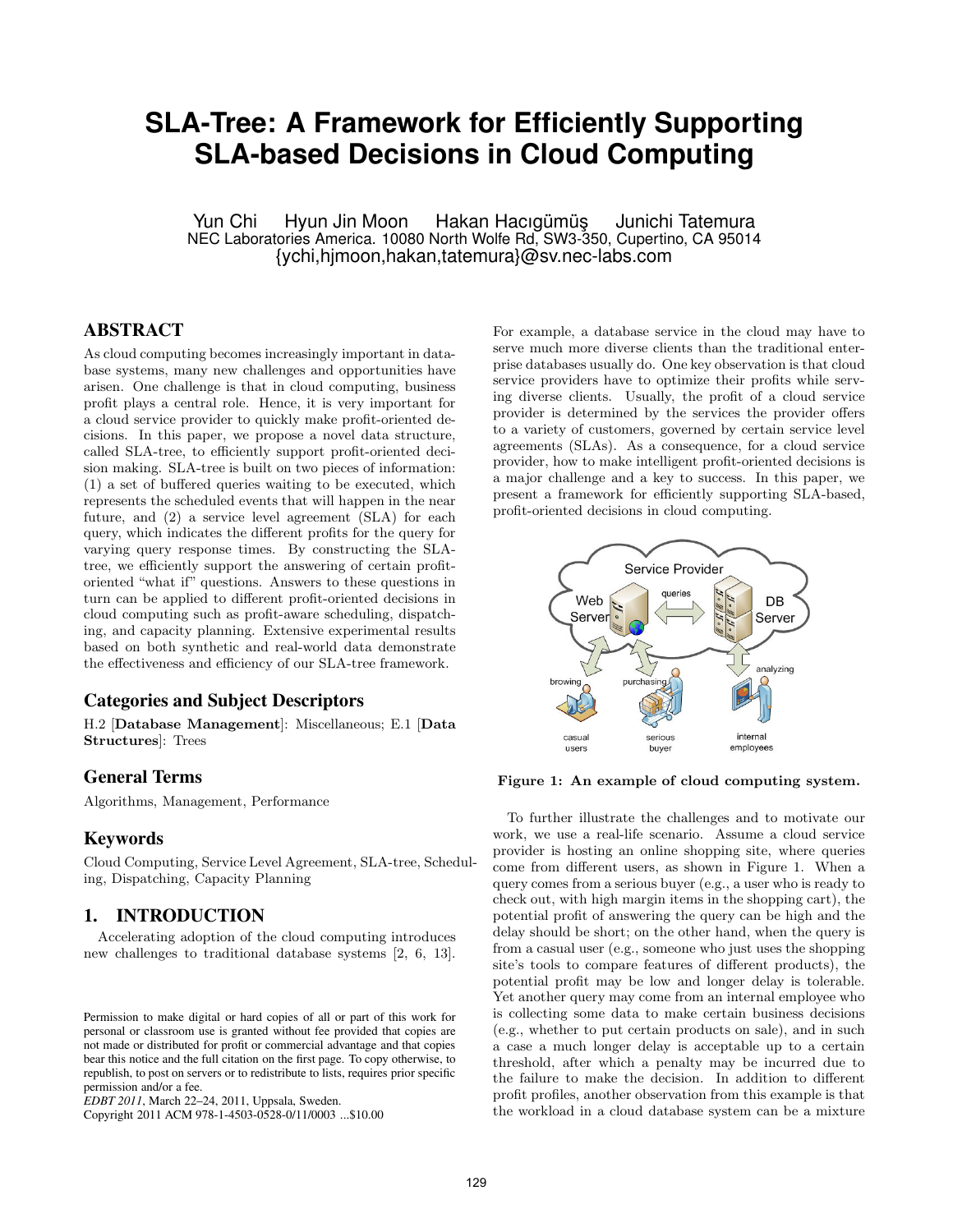# SLA-Tree: A Framework for Efficiently Supporting SLA-based Decisions in Cloud Computing

Yun Chi  Hyun Jin Moon  Hakan Hacıgümüş  Junichi Tatemura
NEC Laboratories America. 10080 North Wolfe Rd, SW3-350, Cupertino, CA 95014
{ychi,hjmoon,hakan,tatemura}@sv.nec-labs.com

## ABSTRACT

As cloud computing becomes increasingly important in database systems, many new challenges and opportunities have arisen. One challenge is that in cloud computing, business profit plays a central role. Hence, it is very important for a cloud service provider to quickly make profit-oriented decisions. In this paper, we propose a novel data structure, called SLA-tree, to efficiently support profit-oriented decision making. SLA-tree is built on two pieces of information: (1) a set of buffered queries waiting to be executed, which represents the scheduled events that will happen in the near future, and (2) a service level agreement (SLA) for each query, which indicates the different profits for the query for varying query response times. By constructing the SLA-tree, we efficiently support the answering of certain profit-oriented "what if" questions. Answers to these questions in turn can be applied to different profit-oriented decisions in cloud computing such as profit-aware scheduling, dispatching, and capacity planning. Extensive experimental results based on both synthetic and real-world data demonstrate the effectiveness and efficiency of our SLA-tree framework.

## Categories and Subject Descriptors

H.2 [**Database Management**]: Miscellaneous; E.1 [**Data Structures**]: Trees

## General Terms

Algorithms, Management, Performance

## Keywords

Cloud Computing, Service Level Agreement, SLA-tree, Scheduling, Dispatching, Capacity Planning

## 1. INTRODUCTION

Accelerating adoption of the cloud computing introduces new challenges to traditional database systems [2, 6, 13]. For example, a database service in the cloud may have to serve much more diverse clients than the traditional enterprise databases usually do. One key observation is that cloud service providers have to optimize their profits while serving diverse clients. Usually, the profit of a cloud service provider is determined by the services the provider offers to a variety of customers, governed by certain service level agreements (SLAs). As a consequence, for a cloud service provider, how to make intelligent profit-oriented decisions is a major challenge and a key to success. In this paper, we present a framework for efficiently supporting SLA-based, profit-oriented decisions in cloud computing.

**Figure 1: An example of cloud computing system.**

To further illustrate the challenges and to motivate our work, we use a real-life scenario. Assume a cloud service provider is hosting an online shopping site, where queries come from different users, as shown in Figure 1. When a query comes from a serious buyer (e.g., a user who is ready to check out, with high margin items in the shopping cart), the potential profit of answering the query can be high and the delay should be short; on the other hand, when the query is from a casual user (e.g., someone who just uses the shopping site's tools to compare features of different products), the potential profit may be low and longer delay is tolerable. Yet another query may come from an internal employee who is collecting some data to make certain business decisions (e.g., whether to put certain products on sale), and in such a case a much longer delay is acceptable up to a certain threshold, after which a penalty may be incurred due to the failure to make the decision. In addition to different profit profiles, another observation from this example is that the workload in a cloud database system can be a mixture

Permission to make digital or hard copies of all or part of this work for personal or classroom use is granted without fee provided that copies are not made or distributed for profit or commercial advantage and that copies bear this notice and the full citation on the first page. To copy otherwise, to republish, to post on servers or to redistribute to lists, requires prior specific permission and/or a fee.
*EDBT 2011*, March 22–24, 2011, Uppsala, Sweden.
Copyright 2011 ACM 978-1-4503-0528-0/11/0003 ...$10.00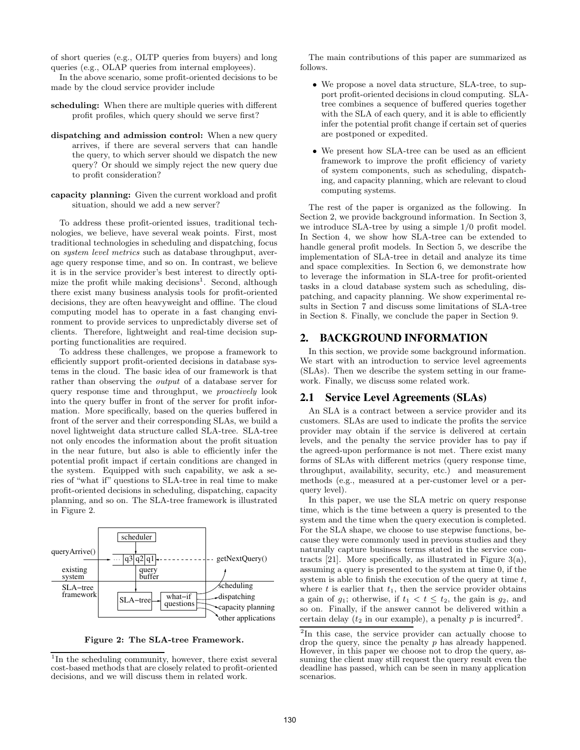of short queries (e.g., OLTP queries from buyers) and long queries (e.g., OLAP queries from internal employees).

In the above scenario, some profit-oriented decisions to be made by the cloud service provider include

**scheduling:** When there are multiple queries with different profit profiles, which query should we serve first?

**dispatching and admission control:** When a new query arrives, if there are several servers that can handle the query, to which server should we dispatch the new query? Or should we simply reject the new query due to profit consideration?

**capacity planning:** Given the current workload and profit situation, should we add a new server?

To address these profit-oriented issues, traditional technologies, we believe, have several weak points. First, most traditional technologies in scheduling and dispatching, focus on *system level metrics* such as database throughput, average query response time, and so on. In contrast, we believe it is in the service provider's best interest to directly optimize the profit while making decisions[1]. Second, although there exist many business analysis tools for profit-oriented decisions, they are often heavyweight and offline. The cloud computing model has to operate in a fast changing environment to provide services to unpredictably diverse set of clients. Therefore, lightweight and real-time decision supporting functionalities are required.

To address these challenges, we propose a framework to efficiently support profit-oriented decisions in database systems in the cloud. The basic idea of our framework is that rather than observing the *output* of a database server for query response time and throughput, we *proactively* look into the query buffer in front of the server for profit information. More specifically, based on the queries buffered in front of the server and their corresponding SLAs, we build a novel lightweight data structure called SLA-tree. SLA-tree not only encodes the information about the profit situation in the near future, but also is able to efficiently infer the potential profit impact if certain conditions are changed in the system. Equipped with such capability, we ask a series of "what if" questions to SLA-tree in real time to make profit-oriented decisions in scheduling, dispatching, capacity planning, and so on. The SLA-tree framework is illustrated in Figure 2.

scheduler
queryArrive()
... q3 q2 q1
getNextQuery()
existing system
query buffer
SLA−tree framework
SLA−tree
what−if questions
scheduling
dispatching
capacity planning
other applications

**Figure 2: The SLA-tree Framework.**

[1] In the scheduling community, however, there exist several cost-based methods that are closely related to profit-oriented decisions, and we will discuss them in related work.

The main contributions of this paper are summarized as follows.

- We propose a novel data structure, SLA-tree, to support profit-oriented decisions in cloud computing. SLA-tree combines a sequence of buffered queries together with the SLA of each query, and it is able to efficiently infer the potential profit change if certain set of queries are postponed or expedited.
- We present how SLA-tree can be used as an efficient framework to improve the profit efficiency of variety of system components, such as scheduling, dispatching, and capacity planning, which are relevant to cloud computing systems.

The rest of the paper is organized as the following. In Section 2, we provide background information. In Section 3, we introduce SLA-tree by using a simple 1/0 profit model. In Section 4, we show how SLA-tree can be extended to handle general profit models. In Section 5, we describe the implementation of SLA-tree in detail and analyze its time and space complexities. In Section 6, we demonstrate how to leverage the information in SLA-tree for profit-oriented tasks in a cloud database system such as scheduling, dispatching, and capacity planning. We show experimental results in Section 7 and discuss some limitations of SLA-tree in Section 8. Finally, we conclude the paper in Section 9.

## 2. BACKGROUND INFORMATION

In this section, we provide some background information. We start with an introduction to service level agreements (SLAs). Then we describe the system setting in our framework. Finally, we discuss some related work.

## 2.1 Service Level Agreements (SLAs)

An SLA is a contract between a service provider and its customers. SLAs are used to indicate the profits the service provider may obtain if the service is delivered at certain levels, and the penalty the service provider has to pay if the agreed-upon performance is not met. There exist many forms of SLAs with different metrics (query response time, throughput, availability, security, etc.) and measurement methods (e.g., measured at a per-customer level or a per-query level).

In this paper, we use the SLA metric on query response time, which is the time between a query is presented to the system and the time when the query execution is completed. For the SLA shape, we choose to use stepwise functions, because they were commonly used in previous studies and they naturally capture business terms stated in the service contracts [21]. More specifically, as illustrated in Figure 3(a), assuming a query is presented to the system at time 0, if the system is able to finish the execution of the query at time $t$, where $t$ is earlier that $t_1$, then the service provider obtains a gain of $g_1$; otherwise, if $t_1 < t \leq t_2$, the gain is $g_2$, and so on. Finally, if the answer cannot be delivered within a certain delay ($t_2$ in our example), a penalty $p$ is incurred[2].

[2] In this case, the service provider can actually choose to drop the query, since the penalty $p$ has already happened. However, in this paper we choose not to drop the query, assuming the client may still request the query result even the deadline has passed, which can be seen in many application scenarios.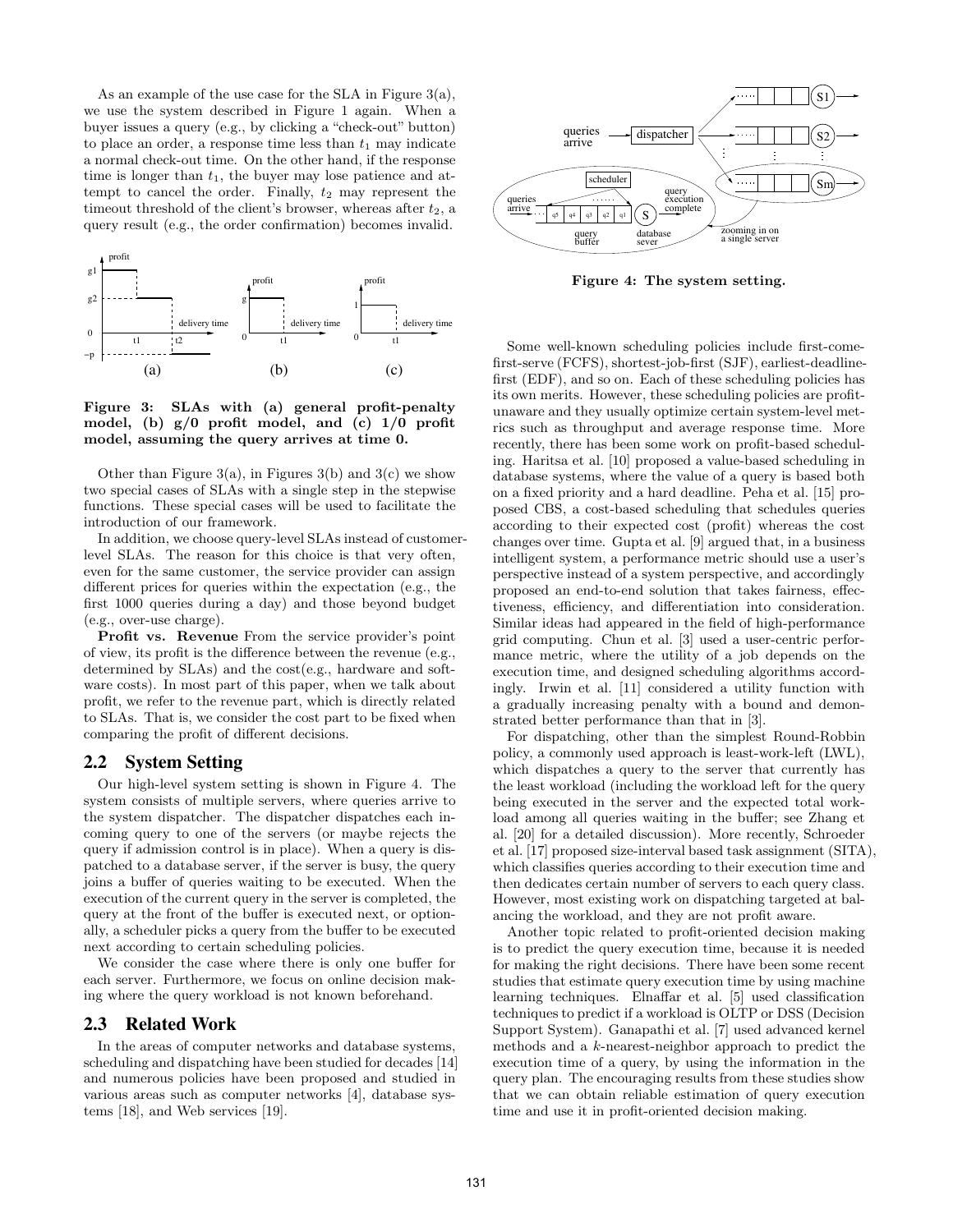As an example of the use case for the SLA in Figure 3(a), we use the system described in Figure 1 again. When a buyer issues a query (e.g., by clicking a "check-out" button) to place an order, a response time less than $t_1$ may indicate a normal check-out time. On the other hand, if the response time is longer than $t_1$, the buyer may lose patience and attempt to cancel the order. Finally, $t_2$ may represent the timeout threshold of the client's browser, whereas after $t_2$, a query result (e.g., the order confirmation) becomes invalid.

**Figure 3: SLAs with (a) general profit-penalty model, (b) g/0 profit model, and (c) 1/0 profit model, assuming the query arrives at time 0.**

Other than Figure 3(a), in Figures 3(b) and 3(c) we show two special cases of SLAs with a single step in the stepwise functions. These special cases will be used to facilitate the introduction of our framework.

In addition, we choose query-level SLAs instead of customer-level SLAs. The reason for this choice is that very often, even for the same customer, the service provider can assign different prices for queries within the expectation (e.g., the first 1000 queries during a day) and those beyond budget (e.g., over-use charge).

**Profit vs. Revenue** From the service provider's point of view, its profit is the difference between the revenue (e.g., determined by SLAs) and the cost(e.g., hardware and software costs). In most part of this paper, when we talk about profit, we refer to the revenue part, which is directly related to SLAs. That is, we consider the cost part to be fixed when comparing the profit of different decisions.

## 2.2 System Setting

Our high-level system setting is shown in Figure 4. The system consists of multiple servers, where queries arrive to the system dispatcher. The dispatcher dispatches each incoming query to one of the servers (or maybe rejects the query if admission control is in place). When a query is dispatched to a database server, if the server is busy, the query joins a buffer of queries waiting to be executed. When the execution of the current query in the server is completed, the query at the front of the buffer is executed next, or optionally, a scheduler picks a query from the buffer to be executed next according to certain scheduling policies.

We consider the case where there is only one buffer for each server. Furthermore, we focus on online decision making where the query workload is not known beforehand.

## 2.3 Related Work

In the areas of computer networks and database systems, scheduling and dispatching have been studied for decades [14] and numerous policies have been proposed and studied in various areas such as computer networks [4], database systems [18], and Web services [19].

**Figure 4: The system setting.**

Some well-known scheduling policies include first-come-first-serve (FCFS), shortest-job-first (SJF), earliest-deadline-first (EDF), and so on. Each of these scheduling policies has its own merits. However, these scheduling policies are profit-unaware and they usually optimize certain system-level metrics such as throughput and average response time. More recently, there has been some work on profit-based scheduling. Haritsa et al. [10] proposed a value-based scheduling in database systems, where the value of a query is based both on a fixed priority and a hard deadline. Peha et al. [15] proposed CBS, a cost-based scheduling that schedules queries according to their expected cost (profit) whereas the cost changes over time. Gupta et al. [9] argued that, in a business intelligent system, a performance metric should use a user's perspective instead of a system perspective, and accordingly proposed an end-to-end solution that takes fairness, effectiveness, efficiency, and differentiation into consideration. Similar ideas had appeared in the field of high-performance grid computing. Chun et al. [3] used a user-centric performance metric, where the utility of a job depends on the execution time, and designed scheduling algorithms accordingly. Irwin et al. [11] considered a utility function with a gradually increasing penalty with a bound and demonstrated better performance than that in [3].

For dispatching, other than the simplest Round-Robbin policy, a commonly used approach is least-work-left (LWL), which dispatches a query to the server that currently has the least workload (including the workload left for the query being executed in the server and the expected total workload among all queries waiting in the buffer; see Zhang et al. [20] for a detailed discussion). More recently, Schroeder et al. [17] proposed size-interval based task assignment (SITA), which classifies queries according to their execution time and then dedicates certain number of servers to each query class. However, most existing work on dispatching targeted at balancing the workload, and they are not profit aware.

Another topic related to profit-oriented decision making is to predict the query execution time, because it is needed for making the right decisions. There have been some recent studies that estimate query execution time by using machine learning techniques. Elnaffar et al. [5] used classification techniques to predict if a workload is OLTP or DSS (Decision Support System). Ganapathi et al. [7] used advanced kernel methods and a $k$-nearest-neighbor approach to predict the execution time of a query, by using the information in the query plan. The encouraging results from these studies show that we can obtain reliable estimation of query execution time and use it in profit-oriented decision making.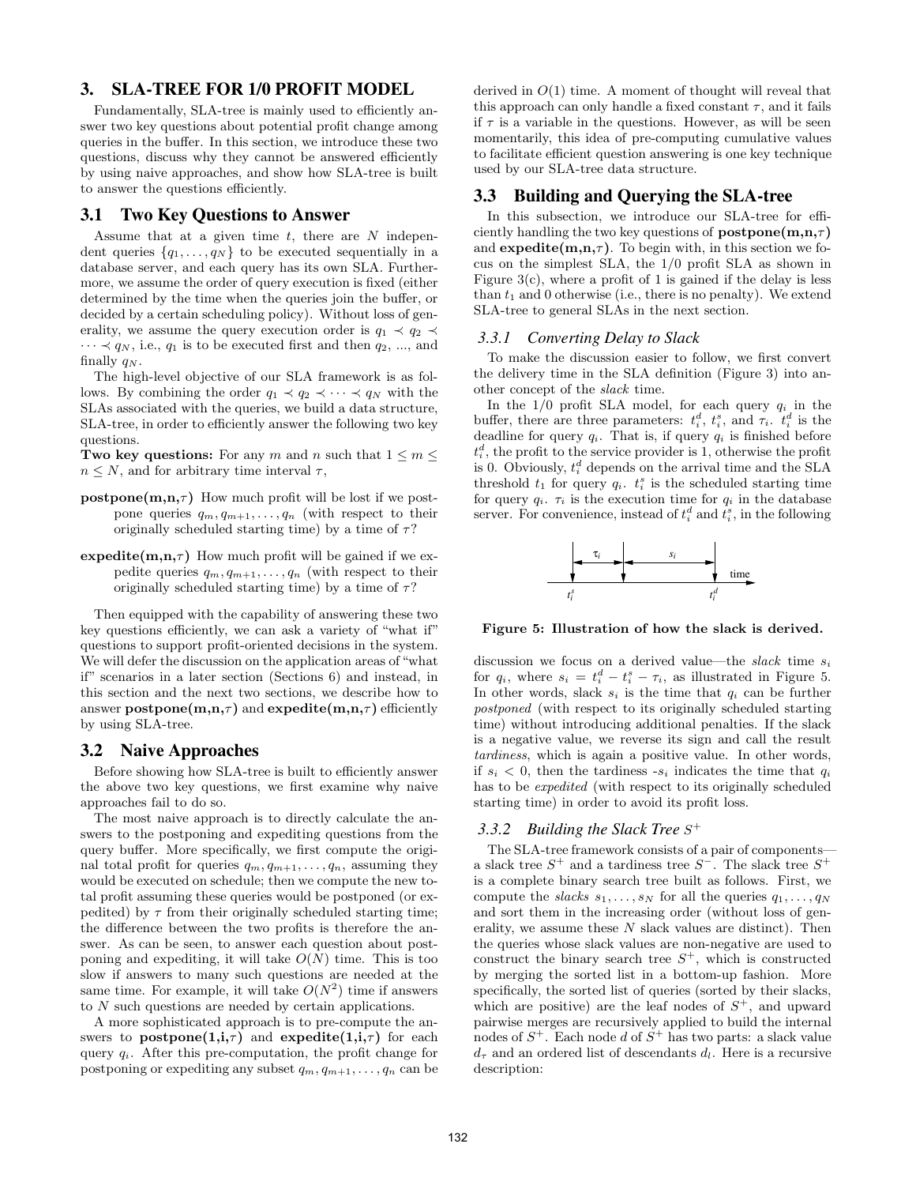## 3. SLA-TREE FOR 1/0 PROFIT MODEL

Fundamentally, SLA-tree is mainly used to efficiently answer two key questions about potential profit change among queries in the buffer. In this section, we introduce these two questions, discuss why they cannot be answered efficiently by using naive approaches, and show how SLA-tree is built to answer the questions efficiently.

### 3.1 Two Key Questions to Answer

Assume that at a given time $t$, there are $N$ independent queries $\{q_1, \ldots, q_N\}$ to be executed sequentially in a database server, and each query has its own SLA. Furthermore, we assume the order of query execution is fixed (either determined by the time when the queries join the buffer, or decided by a certain scheduling policy). Without loss of generality, we assume the query execution order is $q_1 \prec q_2 \prec \cdots \prec q_N$, i.e., $q_1$ is to be executed first and then $q_2$, ..., and finally $q_N$.

The high-level objective of our SLA framework is as follows. By combining the order $q_1 \prec q_2 \prec \cdots \prec q_N$ with the SLAs associated with the queries, we build a data structure, SLA-tree, in order to efficiently answer the following two key questions.

**Two key questions:** For any $m$ and $n$ such that $1 \leq m \leq n \leq N$, and for arbitrary time interval $\tau$,

**postpone(m,n,$\tau$)** How much profit will be lost if we postpone queries $q_m, q_{m+1}, \ldots, q_n$ (with respect to their originally scheduled starting time) by a time of $\tau$?

**expedite(m,n,$\tau$)** How much profit will be gained if we expedite queries $q_m, q_{m+1}, \ldots, q_n$ (with respect to their originally scheduled starting time) by a time of $\tau$?

Then equipped with the capability of answering these two key questions efficiently, we can ask a variety of "what if" questions to support profit-oriented decisions in the system. We will defer the discussion on the application areas of "what if" scenarios in a later section (Sections 6) and instead, in this section and the next two sections, we describe how to answer **postpone(m,n,$\tau$)** and **expedite(m,n,$\tau$)** efficiently by using SLA-tree.

### 3.2 Naive Approaches

Before showing how SLA-tree is built to efficiently answer the above two key questions, we first examine why naive approaches fail to do so.

The most naive approach is to directly calculate the answers to the postponing and expediting questions from the query buffer. More specifically, we first compute the original total profit for queries $q_m, q_{m+1}, \ldots, q_n$, assuming they would be executed on schedule; then we compute the new total profit assuming these queries would be postponed (or expedited) by $\tau$ from their originally scheduled starting time; the difference between the two profits is therefore the answer. As can be seen, to answer each question about postponing and expediting, it will take $O(N)$ time. This is too slow if answers to many such questions are needed at the same time. For example, it will take $O(N^2)$ time if answers to $N$ such questions are needed by certain applications.

A more sophisticated approach is to pre-compute the answers to **postpone(1,i,$\tau$)** and **expedite(1,i,$\tau$)** for each query $q_i$. After this pre-computation, the profit change for postponing or expediting any subset $q_m, q_{m+1}, \ldots, q_n$ can be derived in $O(1)$ time. A moment of thought will reveal that this approach can only handle a fixed constant $\tau$, and it fails if $\tau$ is a variable in the questions. However, as will be seen momentarily, this idea of pre-computing cumulative values to facilitate efficient question answering is one key technique used by our SLA-tree data structure.

### 3.3 Building and Querying the SLA-tree

In this subsection, we introduce our SLA-tree for efficiently handling the two key questions of **postpone(m,n,$\tau$)** and **expedite(m,n,$\tau$)**. To begin with, in this section we focus on the simplest SLA, the 1/0 profit SLA as shown in Figure 3(c), where a profit of 1 is gained if the delay is less than $t_1$ and 0 otherwise (i.e., there is no penalty). We extend SLA-tree to general SLAs in the next section.

#### 3.3.1 Converting Delay to Slack

To make the discussion easier to follow, we first convert the delivery time in the SLA definition (Figure 3) into another concept of the *slack* time.

In the 1/0 profit SLA model, for each query $q_i$ in the buffer, there are three parameters: $t_i^d$, $t_i^s$, and $\tau_i$. $t_i^d$ is the deadline for query $q_i$. That is, if query $q_i$ is finished before $t_i^d$, the profit to the service provider is 1, otherwise the profit is 0. Obviously, $t_i^d$ depends on the arrival time and the SLA threshold $t_1$ for query $q_i$. $t_i^s$ is the scheduled starting time for query $q_i$. $\tau_i$ is the execution time for $q_i$ in the database server. For convenience, instead of $t_i^d$ and $t_i^s$, in the following discussion we focus on a derived value—the *slack* time $s_i$ for $q_i$, where $s_i = t_i^d - t_i^s - \tau_i$, as illustrated in Figure 5. In other words, slack $s_i$ is the time that $q_i$ can be further *postponed* (with respect to its originally scheduled starting time) without introducing additional penalties. If the slack is a negative value, we reverse its sign and call the result *tardiness*, which is again a positive value. In other words, if $s_i < 0$, then the tardiness $-s_i$ indicates the time that $q_i$ has to be *expedited* (with respect to its originally scheduled starting time) in order to avoid its profit loss.

**Figure 5: Illustration of how the slack is derived.**

#### 3.3.2 Building the Slack Tree $S^+$

The SLA-tree framework consists of a pair of components—a slack tree $S^+$ and a tardiness tree $S^-$. The slack tree $S^+$ is a complete binary search tree built as follows. First, we compute the *slacks* $s_1, \ldots, s_N$ for all the queries $q_1, \ldots, q_N$ and sort them in the increasing order (without loss of generality, we assume these $N$ slack values are distinct). Then the queries whose slack values are non-negative are used to construct the binary search tree $S^+$, which is constructed by merging the sorted list in a bottom-up fashion. More specifically, the sorted list of queries (sorted by their slacks, which are positive) are the leaf nodes of $S^+$, and upward pairwise merges are recursively applied to build the internal nodes of $S^+$. Each node $d$ of $S^+$ has two parts: a slack value $d_\tau$ and an ordered list of descendants $d_l$. Here is a recursive description: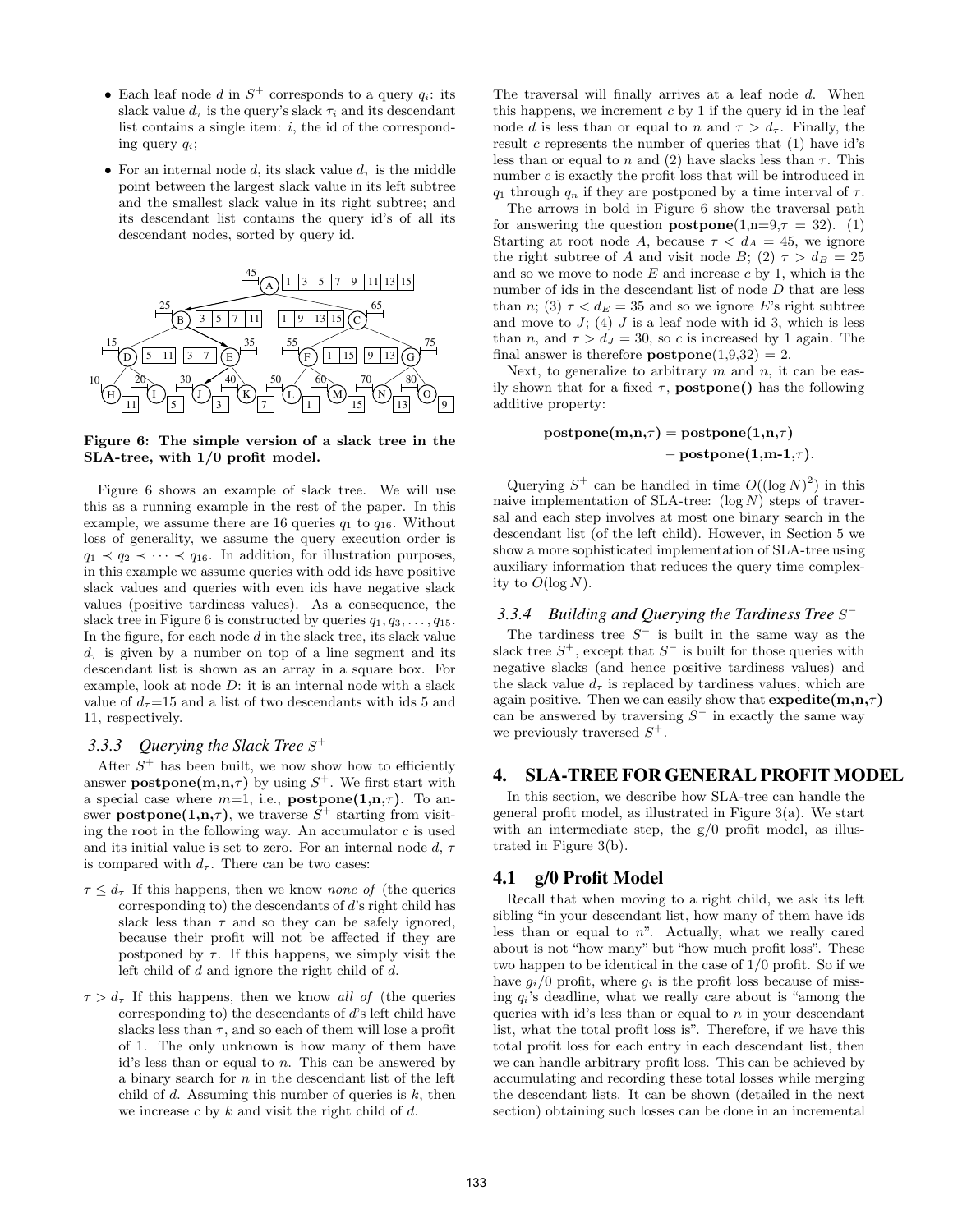- Each leaf node $d$ in $S^+$ corresponds to a query $q_i$: its slack value $d_\tau$ is the query's slack $\tau_i$ and its descendant list contains a single item: $i$, the id of the corresponding query $q_i$;
- For an internal node $d$, its slack value $d_\tau$ is the middle point between the largest slack value in its left subtree and the smallest slack value in its right subtree; and its descendant list contains the query id's of all its descendant nodes, sorted by query id.

**Figure 6: The simple version of a slack tree in the SLA-tree, with 1/0 profit model.**

Figure 6 shows an example of slack tree. We will use this as a running example in the rest of the paper. In this example, we assume there are 16 queries $q_1$ to $q_{16}$. Without loss of generality, we assume the query execution order is $q_1 \prec q_2 \prec \cdots \prec q_{16}$. In addition, for illustration purposes, in this example we assume queries with odd ids have positive slack values and queries with even ids have negative slack values (positive tardiness values). As a consequence, the slack tree in Figure 6 is constructed by queries $q_1, q_3, \ldots, q_{15}$. In the figure, for each node $d$ in the slack tree, its slack value $d_\tau$ is given by a number on top of a line segment and its descendant list is shown as an array in a square box. For example, look at node $D$: it is an internal node with a slack value of $d_\tau$=15 and a list of two descendants with ids 5 and 11, respectively.

### 3.3.3 Querying the Slack Tree $S^+$

After $S^+$ has been built, we now show how to efficiently answer **postpone(m,n,**$\tau$**)** by using $S^+$. We first start with a special case where $m$=1, i.e., **postpone(1,n,**$\tau$**)**. To answer **postpone(1,n,**$\tau$**)**, we traverse $S^+$ starting from visiting the root in the following way. An accumulator $c$ is used and its initial value is set to zero. For an internal node $d$, $\tau$ is compared with $d_\tau$. There can be two cases:

- $\tau \le d_\tau$ If this happens, then we know *none of* (the queries corresponding to) the descendants of $d$'s right child has slack less than $\tau$ and so they can be safely ignored, because their profit will not be affected if they are postponed by $\tau$. If this happens, we simply visit the left child of $d$ and ignore the right child of $d$.
- $\tau > d_\tau$ If this happens, then we know *all of* (the queries corresponding to) the descendants of $d$'s left child have slacks less than $\tau$, and so each of them will lose a profit of 1. The only unknown is how many of them have id's less than or equal to $n$. This can be answered by a binary search for $n$ in the descendant list of the left child of $d$. Assuming this number of queries is $k$, then we increase $c$ by $k$ and visit the right child of $d$.

The traversal will finally arrives at a leaf node $d$. When this happens, we increment $c$ by 1 if the query id in the leaf node $d$ is less than or equal to $n$ and $\tau > d_\tau$. Finally, the result $c$ represents the number of queries that (1) have id's less than or equal to $n$ and (2) have slacks less than $\tau$. This number $c$ is exactly the profit loss that will be introduced in $q_1$ through $q_n$ if they are postponed by a time interval of $\tau$.

The arrows in bold in Figure 6 show the traversal path for answering the question **postpone**(1,n=9,$\tau$ = 32). (1) Starting at root node $A$, because $\tau < d_A = 45$, we ignore the right subtree of $A$ and visit node $B$; (2) $\tau > d_B = 25$ and so we move to node $E$ and increase $c$ by 1, which is the number of ids in the descendant list of node $D$ that are less than $n$; (3) $\tau < d_E = 35$ and so we ignore $E$'s right subtree and move to $J$; (4) $J$ is a leaf node with id 3, which is less than $n$, and $\tau > d_J = 30$, so $c$ is increased by 1 again. The final answer is therefore **postpone**(1,9,32) = 2.

Next, to generalize to arbitrary $m$ and $n$, it can be easily shown that for a fixed $\tau$, **postpone()** has the following additive property:

$$\textbf{postpone(m,n,}\tau\textbf{)} = \textbf{postpone(1,n,}\tau\textbf{)} - \textbf{postpone(1,m-1,}\tau\textbf{)}.$$

Querying $S^+$ can be handled in time $O((\log N)^2)$ in this naive implementation of SLA-tree: $(\log N)$ steps of traversal and each step involves at most one binary search in the descendant list (of the left child). However, in Section 5 we show a more sophisticated implementation of SLA-tree using auxiliary information that reduces the query time complexity to $O(\log N)$.

### 3.3.4 Building and Querying the Tardiness Tree $S^-$

The tardiness tree $S^-$ is built in the same way as the slack tree $S^+$, except that $S^-$ is built for those queries with negative slacks (and hence positive tardiness values) and the slack value $d_\tau$ is replaced by tardiness values, which are again positive. Then we can easily show that **expedite(m,n,**$\tau$**)** can be answered by traversing $S^-$ in exactly the same way we previously traversed $S^+$.

# 4. SLA-TREE FOR GENERAL PROFIT MODEL

In this section, we describe how SLA-tree can handle the general profit model, as illustrated in Figure 3(a). We start with an intermediate step, the g/0 profit model, as illustrated in Figure 3(b).

## 4.1 g/0 Profit Model

Recall that when moving to a right child, we ask its left sibling "in your descendant list, how many of them have ids less than or equal to $n$". Actually, what we really cared about is not "how many" but "how much profit loss". These two happen to be identical in the case of 1/0 profit. So if we have $g_i$/0 profit, where $g_i$ is the profit loss because of missing $q_i$'s deadline, what we really care about is "among the queries with id's less than or equal to $n$ in your descendant list, what the total profit loss is". Therefore, if we have this total profit loss for each entry in each descendant list, then we can handle arbitrary profit loss. This can be achieved by accumulating and recording these total losses while merging the descendant lists. It can be shown (detailed in the next section) obtaining such losses can be done in an incremental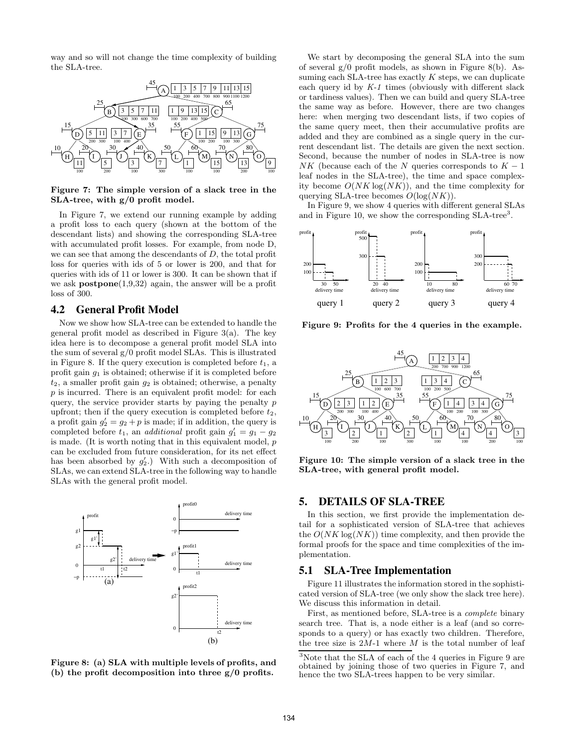way and so will not change the time complexity of building the SLA-tree.

**Figure 7: The simple version of a slack tree in the SLA-tree, with g/0 profit model.**

In Figure 7, we extend our running example by adding a profit loss to each query (shown at the bottom of the descendant lists) and showing the corresponding SLA-tree with accumulated profit losses. For example, from node D, we can see that among the descendants of $D$, the total profit loss for queries with ids of 5 or lower is 200, and that for queries with ids of 11 or lower is 300. It can be shown that if we ask **postpone**(1,9,32) again, the answer will be a profit loss of 300.

## 4.2 General Profit Model

Now we show how SLA-tree can be extended to handle the general profit model as described in Figure 3(a). The key idea here is to decompose a general profit model SLA into the sum of several g/0 profit model SLAs. This is illustrated in Figure 8. If the query execution is completed before $t_1$, a profit gain $g_1$ is obtained; otherwise if it is completed before $t_2$, a smaller profit gain $g_2$ is obtained; otherwise, a penalty $p$ is incurred. There is an equivalent profit model: for each query, the service provider starts by paying the penalty $p$ upfront; then if the query execution is completed before $t_2$, a profit gain $g'_2 = g_2 + p$ is made; if in addition, the query is completed before $t_1$, an *additional* profit gain $g'_1 = g_1 - g_2$ is made. (It is worth noting that in this equivalent model, $p$ can be excluded from future consideration, for its net effect has been absorbed by $g'_2$.) With such a decomposition of SLAs, we can extend SLA-tree in the following way to handle SLAs with the general profit model.

**Figure 8: (a) SLA with multiple levels of profits, and (b) the profit decomposition into three g/0 profits.**

We start by decomposing the general SLA into the sum of several g/0 profit models, as shown in Figure 8(b). Assuming each SLA-tree has exactly $K$ steps, we can duplicate each query id by *K-1* times (obviously with different slack or tardiness values). Then we can build and query SLA-tree the same way as before. However, there are two changes here: when merging two descendant lists, if two copies of the same query meet, then their accumulative profits are added and they are combined as a single query in the current descendant list. The details are given the next section. Second, because the number of nodes in SLA-tree is now $NK$ (because each of the $N$ queries corresponds to $K-1$ leaf nodes in the SLA-tree), the time and space complexity become $O(NK \log(NK))$, and the time complexity for querying SLA-tree becomes $O(\log(NK))$.

In Figure 9, we show 4 queries with different general SLAs and in Figure 10, we show the corresponding SLA-tree[3].

**Figure 9: Profits for the 4 queries in the example.**

**Figure 10: The simple version of a slack tree in the SLA-tree, with general profit model.**

# 5. DETAILS OF SLA-TREE

In this section, we first provide the implementation detail for a sophisticated version of SLA-tree that achieves the $O(NK \log(NK))$ time complexity, and then provide the formal proofs for the space and time complexities of the implementation.

## 5.1 SLA-Tree Implementation

Figure 11 illustrates the information stored in the sophisticated version of SLA-tree (we only show the slack tree here). We discuss this information in detail.

First, as mentioned before, SLA-tree is a *complete* binary search tree. That is, a node either is a leaf (and so corresponds to a query) or has exactly two children. Therefore, the tree size is 2$M$-1 where $M$ is the total number of leaf

[3]Note that the SLA of each of the 4 queries in Figure 9 are obtained by joining those of two queries in Figure 7, and hence the two SLA-trees happen to be very similar.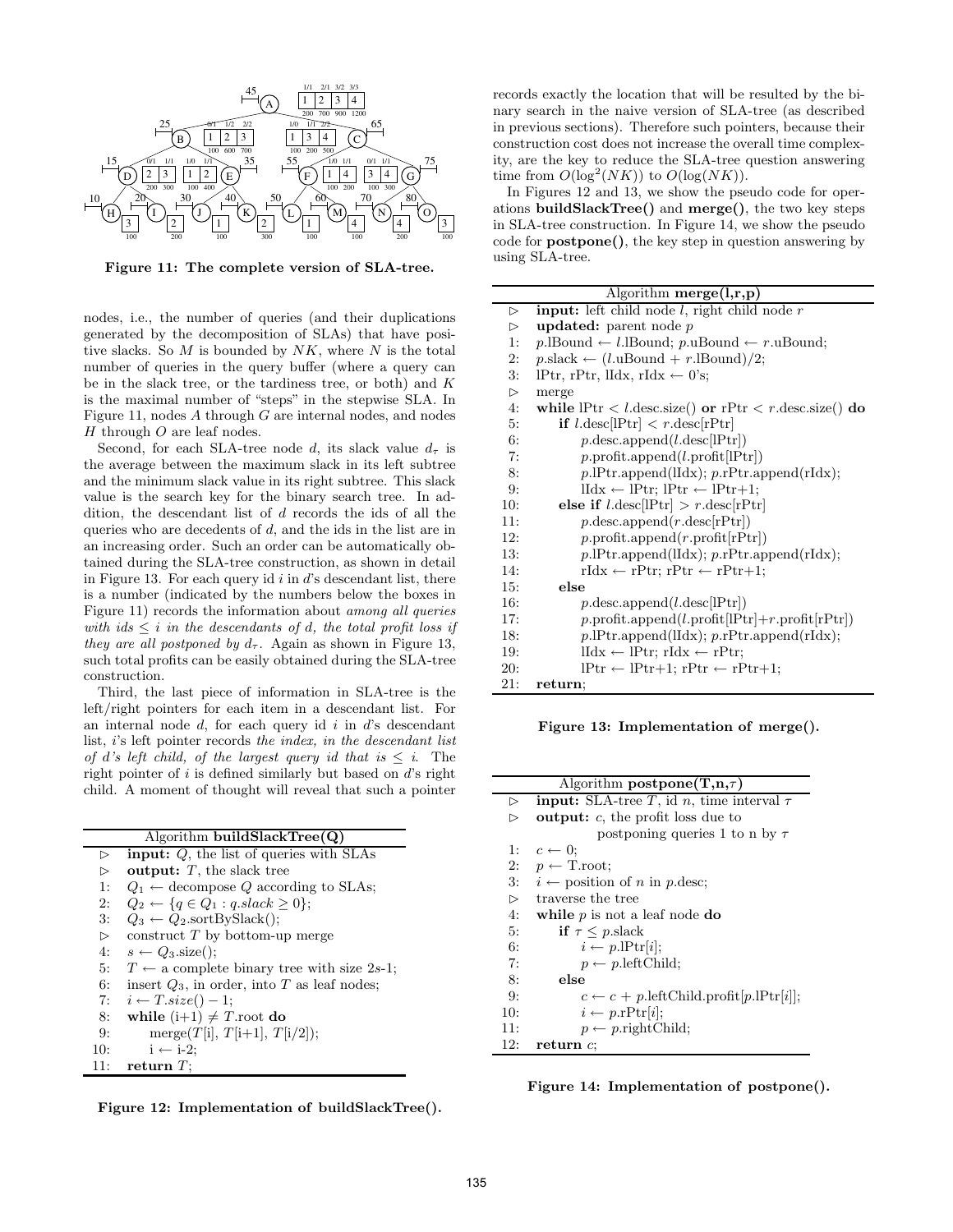Figure 11: The complete version of SLA-tree.

nodes, i.e., the number of queries (and their duplications generated by the decomposition of SLAs) that have positive slacks. So $M$ is bounded by $NK$, where $N$ is the total number of queries in the query buffer (where a query can be in the slack tree, or the tardiness tree, or both) and $K$ is the maximal number of "steps" in the stepwise SLA. In Figure 11, nodes $A$ through $G$ are internal nodes, and nodes $H$ through $O$ are leaf nodes.

Second, for each SLA-tree node $d$, its slack value $d_\tau$ is the average between the maximum slack in its left subtree and the minimum slack value in its right subtree. This slack value is the search key for the binary search tree. In addition, the descendant list of $d$ records the ids of all the queries who are decedents of $d$, and the ids in the list are in an increasing order. Such an order can be automatically obtained during the SLA-tree construction, as shown in detail in Figure 13. For each query id $i$ in $d$'s descendant list, there is a number (indicated by the numbers below the boxes in Figure 11) records the information about *among all queries with ids $\leq i$ in the descendants of d, the total profit loss if they are all postponed by $d_\tau$*. Again as shown in Figure 13, such total profits can be easily obtained during the SLA-tree construction.

Third, the last piece of information in SLA-tree is the left/right pointers for each item in a descendant list. For an internal node $d$, for each query id $i$ in $d$'s descendant list, $i$'s left pointer records *the index, in the descendant list of d's left child, of the largest query id that is $\leq i$*. The right pointer of $i$ is defined similarly but based on $d$'s right child. A moment of thought will reveal that such a pointer records exactly the location that will be resulted by the binary search in the naive version of SLA-tree (as described in previous sections). Therefore such pointers, because their construction cost does not increase the overall time complexity, are the key to reduce the SLA-tree question answering time from $O(\log^2(NK))$ to $O(\log(NK))$.

In Figures 12 and 13, we show the pseudo code for operations **buildSlackTree()** and **merge()**, the two key steps in SLA-tree construction. In Figure 14, we show the pseudo code for **postpone()**, the key step in question answering by using SLA-tree.

```
Algorithm buildSlackTree(Q)
▷   input: Q, the list of queries with SLAs
▷   output: T, the slack tree
1:  Q1 ← decompose Q according to SLAs;
2:  Q2 ← {q ∈ Q1 : q.slack ≥ 0};
3:  Q3 ← Q2.sortBySlack();
▷   construct T by bottom-up merge
4:  s ← Q3.size();
5:  T ← a complete binary tree with size 2s-1;
6:  insert Q3, in order, into T as leaf nodes;
7:  i ← T.size() − 1;
8:  while (i+1) ≠ T.root do
9:      merge(T[i], T[i+1], T[i/2]);
10:     i ← i-2;
11: return T;
```

**Figure 12: Implementation of buildSlackTree().**

```
Algorithm merge(l,r,p)
▷   input: left child node l, right child node r
▷   updated: parent node p
1:  p.lBound ← l.lBound; p.uBound ← r.uBound;
2:  p.slack ← (l.uBound + r.lBound)/2;
3:  lPtr, rPtr, lIdx, rIdx ← 0's;
▷   merge
4:  while lPtr < l.desc.size() or rPtr < r.desc.size() do
5:      if l.desc[lPtr] < r.desc[rPtr]
6:          p.desc.append(l.desc[lPtr])
7:          p.profit.append(l.profit[lPtr])
8:          p.lPtr.append(lIdx); p.rPtr.append(rIdx);
9:          lIdx ← lPtr; lPtr ← lPtr+1;
10:     else if l.desc[lPtr] > r.desc[rPtr]
11:         p.desc.append(r.desc[rPtr])
12:         p.profit.append(r.profit[rPtr])
13:         p.lPtr.append(lIdx); p.rPtr.append(rIdx);
14:         rIdx ← rPtr; rPtr ← rPtr+1;
15:     else
16:         p.desc.append(l.desc[lPtr])
17:         p.profit.append(l.profit[lPtr]+r.profit[rPtr])
18:         p.lPtr.append(lIdx); p.rPtr.append(rIdx);
19:         lIdx ← lPtr; rIdx ← rPtr;
20:         lPtr ← lPtr+1; rPtr ← rPtr+1;
21: return;
```

**Figure 13: Implementation of merge().**

```
Algorithm postpone(T,n,τ)
▷   input: SLA-tree T, id n, time interval τ
▷   output: c, the profit loss due to
            postponing queries 1 to n by τ
1:  c ← 0;
2:  p ← T.root;
3:  i ← position of n in p.desc;
▷   traverse the tree
4:  while p is not a leaf node do
5:      if τ ≤ p.slack
6:          i ← p.lPtr[i];
7:          p ← p.leftChild;
8:      else
9:          c ← c + p.leftChild.profit[p.lPtr[i]];
10:         i ← p.rPtr[i];
11:         p ← p.rightChild;
12: return c;
```

**Figure 14: Implementation of postpone().**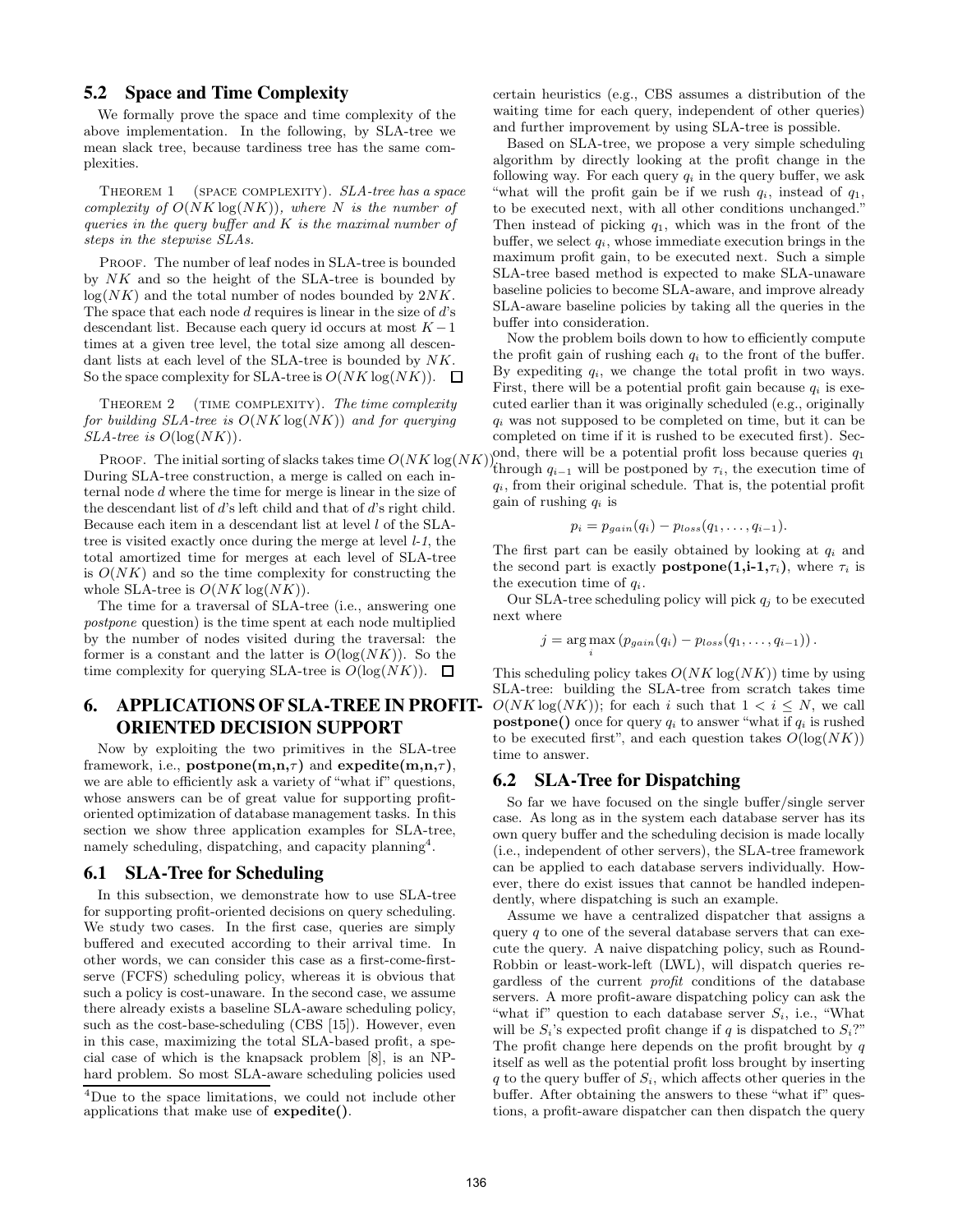## 5.2 Space and Time Complexity

We formally prove the space and time complexity of the above implementation. In the following, by SLA-tree we mean slack tree, because tardiness tree has the same complexities.

Theorem 1 (space complexity). *SLA-tree has a space complexity of $O(NK \log(NK))$, where $N$ is the number of queries in the query buffer and $K$ is the maximal number of steps in the stepwise SLAs.*

Proof. The number of leaf nodes in SLA-tree is bounded by $NK$ and so the height of the SLA-tree is bounded by $\log(NK)$ and the total number of nodes bounded by $2NK$. The space that each node $d$ requires is linear in the size of $d$'s descendant list. Because each query id occurs at most $K-1$ times at a given tree level, the total size among all descendant lists at each level of the SLA-tree is bounded by $NK$. So the space complexity for SLA-tree is $O(NK \log(NK))$. □

Theorem 2 (time complexity). *The time complexity for building SLA-tree is $O(NK \log(NK))$ and for querying SLA-tree is $O(\log(NK))$.*

Proof. The initial sorting of slacks takes time $O(NK \log(NK))$. During SLA-tree construction, a merge is called on each internal node $d$ where the time for merge is linear in the size of the descendant list of $d$'s left child and that of $d$'s right child. Because each item in a descendant list at level $l$ of the SLA-tree is visited exactly once during the merge at level *l-1*, the total amortized time for merges at each level of SLA-tree is $O(NK)$ and so the time complexity for constructing the whole SLA-tree is $O(NK \log(NK))$.

The time for a traversal of SLA-tree (i.e., answering one *postpone* question) is the time spent at each node multiplied by the number of nodes visited during the traversal: the former is a constant and the latter is $O(\log(NK))$. So the time complexity for querying SLA-tree is $O(\log(NK))$. □

# 6. APPLICATIONS OF SLA-TREE IN PROFIT-ORIENTED DECISION SUPPORT

Now by exploiting the two primitives in the SLA-tree framework, i.e., **postpone(m,n,$\tau$)** and **expedite(m,n,$\tau$)**, we are able to efficiently ask a variety of "what if" questions, whose answers can be of great value for supporting profit-oriented optimization of database management tasks. In this section we show three application examples for SLA-tree, namely scheduling, dispatching, and capacity planning[4].

## 6.1 SLA-Tree for Scheduling

In this subsection, we demonstrate how to use SLA-tree for supporting profit-oriented decisions on query scheduling. We study two cases. In the first case, queries are simply buffered and executed according to their arrival time. In other words, we can consider this case as a first-come-first-serve (FCFS) scheduling policy, whereas it is obvious that such a policy is cost-unaware. In the second case, we assume there already exists a baseline SLA-aware scheduling policy, such as the cost-base-scheduling (CBS [15]). However, even in this case, maximizing the total SLA-based profit, a special case of which is the knapsack problem [8], is an NP-hard problem. So most SLA-aware scheduling policies used certain heuristics (e.g., CBS assumes a distribution of the waiting time for each query, independent of other queries) and further improvement by using SLA-tree is possible.

Based on SLA-tree, we propose a very simple scheduling algorithm by directly looking at the profit change in the following way. For each query $q_i$ in the query buffer, we ask "what will the profit gain be if we rush $q_i$, instead of $q_1$, to be executed next, with all other conditions unchanged." Then instead of picking $q_1$, which was in the front of the buffer, we select $q_i$, whose immediate execution brings in the maximum profit gain, to be executed next. Such a simple SLA-tree based method is expected to make SLA-unaware baseline policies to become SLA-aware, and improve already SLA-aware baseline policies by taking all the queries in the buffer into consideration.

Now the problem boils down to how to efficiently compute the profit gain of rushing each $q_i$ to the front of the buffer. By expediting $q_i$, we change the total profit in two ways. First, there will be a potential profit gain because $q_i$ is executed earlier than it was originally scheduled (e.g., originally $q_i$ was not supposed to be completed on time, but it can be completed on time if it is rushed to be executed first). Second, there will be a potential profit loss because queries $q_1$ through $q_{i-1}$ will be postponed by $\tau_i$, the execution time of $q_i$, from their original schedule. That is, the potential profit gain of rushing $q_i$ is

$$p_i = p_{gain}(q_i) - p_{loss}(q_1, \ldots, q_{i-1}).$$

The first part can be easily obtained by looking at $q_i$ and the second part is exactly **postpone(1,i-1,$\tau_i$)**, where $\tau_i$ is the execution time of $q_i$.

Our SLA-tree scheduling policy will pick $q_j$ to be executed next where

$$j = \arg\max_i \left(p_{gain}(q_i) - p_{loss}(q_1, \ldots, q_{i-1})\right).$$

This scheduling policy takes $O(NK \log(NK))$ time by using SLA-tree: building the SLA-tree from scratch takes time $O(NK \log(NK))$; for each $i$ such that $1 < i \le N$, we call **postpone()** once for query $q_i$ to answer "what if $q_i$ is rushed to be executed first", and each question takes $O(\log(NK))$ time to answer.

## 6.2 SLA-Tree for Dispatching

So far we have focused on the single buffer/single server case. As long as in the system each database server has its own query buffer and the scheduling decision is made locally (i.e., independent of other servers), the SLA-tree framework can be applied to each database servers individually. However, there do exist issues that cannot be handled independently, where dispatching is such an example.

Assume we have a centralized dispatcher that assigns a query $q$ to one of the several database servers that can execute the query. A naive dispatching policy, such as Round-Robin or least-work-left (LWL), will dispatch queries regardless of the current *profit* conditions of the database servers. A more profit-aware dispatching policy can ask the "what if" question to each database server $S_i$, i.e., "What will be $S_i$'s expected profit change if $q$ is dispatched to $S_i$?" The profit change here depends on the profit brought by $q$ itself as well as the potential profit loss brought by inserting $q$ to the query buffer of $S_i$, which affects other queries in the buffer. After obtaining the answers to these "what if" questions, a profit-aware dispatcher can then dispatch the query

[4] Due to the space limitations, we could not include other applications that make use of **expedite()**.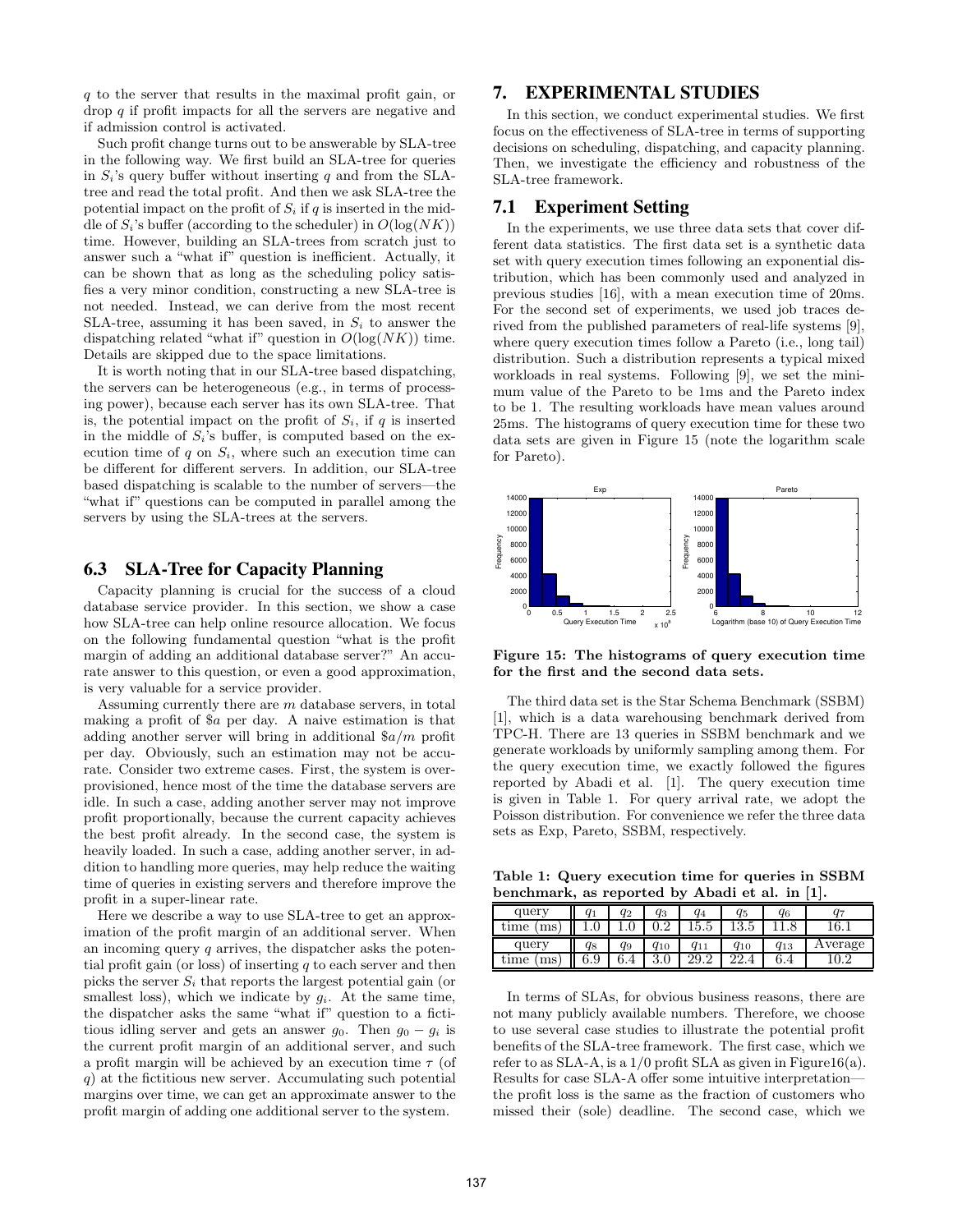$q$ to the server that results in the maximal profit gain, or drop $q$ if profit impacts for all the servers are negative and if admission control is activated.

Such profit change turns out to be answerable by SLA-tree in the following way. We first build an SLA-tree for queries in $S_i$'s query buffer without inserting $q$ and from the SLA-tree and read the total profit. And then we ask SLA-tree the potential impact on the profit of $S_i$ if $q$ is inserted in the middle of $S_i$'s buffer (according to the scheduler) in $O(\log(NK))$ time. However, building an SLA-trees from scratch just to answer such a "what if" question is inefficient. Actually, it can be shown that as long as the scheduling policy satisfies a very minor condition, constructing a new SLA-tree is not needed. Instead, we can derive from the most recent SLA-tree, assuming it has been saved, in $S_i$ to answer the dispatching related "what if" question in $O(\log(NK))$ time. Details are skipped due to the space limitations.

It is worth noting that in our SLA-tree based dispatching, the servers can be heterogeneous (e.g., in terms of processing power), because each server has its own SLA-tree. That is, the potential impact on the profit of $S_i$, if $q$ is inserted in the middle of $S_i$'s buffer, is computed based on the execution time of $q$ on $S_i$, where such an execution time can be different for different servers. In addition, our SLA-tree based dispatching is scalable to the number of servers—the "what if" questions can be computed in parallel among the servers by using the SLA-trees at the servers.

## 6.3 SLA-Tree for Capacity Planning

Capacity planning is crucial for the success of a cloud database service provider. In this section, we show a case how SLA-tree can help online resource allocation. We focus on the following fundamental question "what is the profit margin of adding an additional database server?" An accurate answer to this question, or even a good approximation, is very valuable for a service provider.

Assuming currently there are $m$ database servers, in total making a profit of $\$a$ per day. A naive estimation is that adding another server will bring in additional $\$a/m$ profit per day. Obviously, such an estimation may not be accurate. Consider two extreme cases. First, the system is over-provisioned, hence most of the time the database servers are idle. In such a case, adding another server may not improve profit proportionally, because the current capacity achieves the best profit already. In the second case, the system is heavily loaded. In such a case, adding another server, in addition to handling more queries, may help reduce the waiting time of queries in existing servers and therefore improve the profit in a super-linear rate.

Here we describe a way to use SLA-tree to get an approximation of the profit margin of an additional server. When an incoming query $q$ arrives, the dispatcher asks the potential profit gain (or loss) of inserting $q$ to each server and then picks the server $S_i$ that reports the largest potential gain (or smallest loss), which we indicate by $g_i$. At the same time, the dispatcher asks the same "what if" question to a fictitious idling server and gets an answer $g_0$. Then $g_0 - g_i$ is the current profit margin of an additional server, and such a profit margin will be achieved by an execution time $\tau$ (of $q$) at the fictitious new server. Accumulating such potential margins over time, we can get an approximate answer to the profit margin of adding one additional server to the system.

# 7. EXPERIMENTAL STUDIES

In this section, we conduct experimental studies. We first focus on the effectiveness of SLA-tree in terms of supporting decisions on scheduling, dispatching, and capacity planning. Then, we investigate the efficiency and robustness of the SLA-tree framework.

## 7.1 Experiment Setting

In the experiments, we use three data sets that cover different data statistics. The first data set is a synthetic data set with query execution times following an exponential distribution, which has been commonly used and analyzed in previous studies [16], with a mean execution time of 20ms. For the second set of experiments, we used job traces derived from the published parameters of real-life systems [9], where query execution times follow a Pareto (i.e., long tail) distribution. Such a distribution represents a typical mixed workloads in real systems. Following [9], we set the minimum value of the Pareto to be 1ms and the Pareto index to be 1. The resulting workloads have mean values around 25ms. The histograms of query execution time for these two data sets are given in Figure 15 (note the logarithm scale for Pareto).

**Figure 15: The histograms of query execution time for the first and the second data sets.**

The third data set is the Star Schema Benchmark (SSBM) [1], which is a data warehousing benchmark derived from TPC-H. There are 13 queries in SSBM benchmark and we generate workloads by uniformly sampling among them. For the query execution time, we exactly followed the figures reported by Abadi et al. [1]. The query execution time is given in Table 1. For query arrival rate, we adopt the Poisson distribution. For convenience we refer the three data sets as Exp, Pareto, SSBM, respectively.

**Table 1: Query execution time for queries in SSBM benchmark, as reported by Abadi et al. in [1].**

| query | $q_1$ | $q_2$ | $q_3$ | $q_4$ | $q_5$ | $q_6$ | $q_7$ |
|---|---|---|---|---|---|---|---|
| time (ms) | 1.0 | 1.0 | 0.2 | 15.5 | 13.5 | 11.8 | 16.1 |
| query | $q_8$ | $q_9$ | $q_{10}$ | $q_{11}$ | $q_{10}$ | $q_{13}$ | Average |
| time (ms) | 6.9 | 6.4 | 3.0 | 29.2 | 22.4 | 6.4 | 10.2 |

In terms of SLAs, for obvious business reasons, there are not many publicly available numbers. Therefore, we choose to use several case studies to illustrate the potential profit benefits of the SLA-tree framework. The first case, which we refer to as SLA-A, is a 1/0 profit SLA as given in Figure16(a). Results for case SLA-A offer some intuitive interpretation—the profit loss is the same as the fraction of customers who missed their (sole) deadline. The second case, which we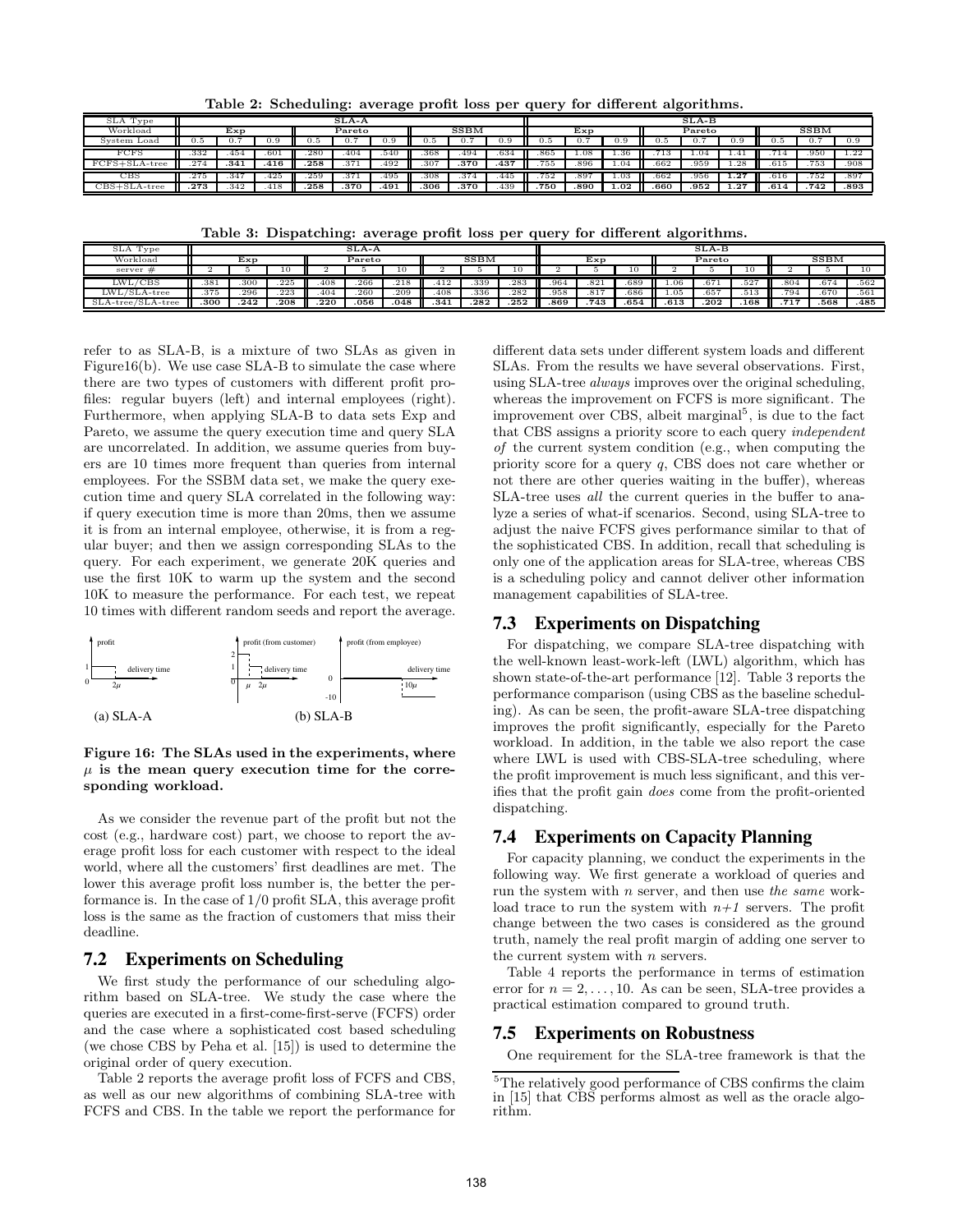Table 2: Scheduling: average profit loss per query for different algorithms.

| SLA Type | SLA-A | | | | | | | | | SLA-B | | | | | | | | |
|---|---|---|---|---|---|---|---|---|---|---|---|---|---|---|---|---|---|---|
| Workload | Exp | | | Pareto | | | SSBM | | | Exp | | | Pareto | | | SSBM | | |
| System Load | 0.5 | 0.7 | 0.9 | 0.5 | 0.7 | 0.9 | 0.5 | 0.7 | 0.9 | 0.5 | 0.7 | 0.9 | 0.5 | 0.7 | 0.9 | 0.5 | 0.7 | 0.9 |
| FCFS | .332 | .454 | .601 | .280 | .404 | .540 | .368 | .494 | .634 | .865 | 1.08 | 1.36 | .713 | 1.04 | 1.41 | .714 | .950 | 1.22 |
| FCFS+SLA-tree | .274 | **.341** | **.416** | **.258** | .371 | .492 | .307 | **.370** | **.437** | .755 | .896 | 1.04 | .662 | .959 | 1.28 | .615 | .753 | .908 |
| CBS | .275 | .347 | .425 | .259 | .371 | .495 | .308 | .374 | .445 | .752 | .897 | 1.03 | .662 | .956 | **1.27** | .616 | .752 | .897 |
| CBS+SLA-tree | **.273** | .342 | .418 | **.258** | **.370** | **.491** | **.306** | **.370** | .439 | **.750** | **.890** | **1.02** | **.660** | **.952** | **1.27** | **.614** | **.742** | **.893** |

Table 3: Dispatching: average profit loss per query for different algorithms.

| SLA Type | SLA-A | | | | | | | | | SLA-B | | | | | | | | |
|---|---|---|---|---|---|---|---|---|---|---|---|---|---|---|---|---|---|---|
| Workload | Exp | | | Pareto | | | SSBM | | | Exp | | | Pareto | | | SSBM | | |
| server # | 2 | 5 | 10 | 2 | 5 | 10 | 2 | 5 | 10 | 2 | 5 | 10 | 2 | 5 | 10 | 2 | 5 | 10 |
| LWL/CBS | .381 | .300 | .225 | .408 | .266 | .218 | .412 | .339 | .283 | .964 | .821 | .689 | 1.06 | .671 | .527 | .804 | .674 | .562 |
| LWL/SLA-tree | .375 | .296 | .223 | .404 | .260 | .209 | .408 | .336 | .282 | .958 | .817 | .686 | 1.05 | .657 | .513 | .794 | .670 | .561 |
| SLA-tree/SLA-tree | **.300** | **.242** | **.208** | **.220** | **.056** | **.048** | **.341** | **.282** | **.252** | **.869** | **.743** | **.654** | **.613** | **.202** | **.168** | **.717** | **.568** | **.485** |

refer to as SLA-B, is a mixture of two SLAs as given in Figure16(b). We use case SLA-B to simulate the case where there are two types of customers with different profit profiles: regular buyers (left) and internal employees (right). Furthermore, when applying SLA-B to data sets Exp and Pareto, we assume the query execution time and query SLA are uncorrelated. In addition, we assume queries from buyers are 10 times more frequent than queries from internal employees. For the SSBM data set, we make the query execution time and query SLA correlated in the following way: if query execution time is more than 20ms, then we assume it is from an internal employee, otherwise, it is from a regular buyer; and then we assign corresponding SLAs to the query. For each experiment, we generate 20K queries and use the first 10K to warm up the system and the second 10K to measure the performance. For each test, we repeat 10 times with different random seeds and report the average.

(a) SLA-A (b) SLA-B

**Figure 16: The SLAs used in the experiments, where $\mu$ is the mean query execution time for the corresponding workload.**

As we consider the revenue part of the profit but not the cost (e.g., hardware cost) part, we choose to report the average profit loss for each customer with respect to the ideal world, where all the customers' first deadlines are met. The lower this average profit loss number is, the better the performance is. In the case of 1/0 profit SLA, this average profit loss is the same as the fraction of customers that miss their deadline.

## 7.2 Experiments on Scheduling

We first study the performance of our scheduling algorithm based on SLA-tree. We study the case where the queries are executed in a first-come-first-serve (FCFS) order and the case where a sophisticated cost based scheduling (we chose CBS by Peha et al. [15]) is used to determine the original order of query execution.

Table 2 reports the average profit loss of FCFS and CBS, as well as our new algorithms of combining SLA-tree with FCFS and CBS. In the table we report the performance for different data sets under different system loads and different SLAs. From the results we have several observations. First, using SLA-tree *always* improves over the original scheduling, whereas the improvement on FCFS is more significant. The improvement over CBS, albeit marginal[5], is due to the fact that CBS assigns a priority score to each query *independent of* the current system condition (e.g., when computing the priority score for a query $q$, CBS does not care whether or not there are other queries waiting in the buffer), whereas SLA-tree uses *all* the current queries in the buffer to analyze a series of what-if scenarios. Second, using SLA-tree to adjust the naive FCFS gives performance similar to that of the sophisticated CBS. In addition, recall that scheduling is only one of the application areas for SLA-tree, whereas CBS is a scheduling policy and cannot deliver other information management capabilities of SLA-tree.

## 7.3 Experiments on Dispatching

For dispatching, we compare SLA-tree dispatching with the well-known least-work-left (LWL) algorithm, which has shown state-of-the-art performance [12]. Table 3 reports the performance comparison (using CBS as the baseline scheduling). As can be seen, the profit-aware SLA-tree dispatching improves the profit significantly, especially for the Pareto workload. In addition, in the table we also report the case where LWL is used with CBS-SLA-tree scheduling, where the profit improvement is much less significant, and this verifies that the profit gain *does* come from the profit-oriented dispatching.

## 7.4 Experiments on Capacity Planning

For capacity planning, we conduct the experiments in the following way. We first generate a workload of queries and run the system with $n$ server, and then use *the same* workload trace to run the system with $n$+1 servers. The profit change between the two cases is considered as the ground truth, namely the real profit margin of adding one server to the current system with $n$ servers.

Table 4 reports the performance in terms of estimation error for $n = 2, \ldots, 10$. As can be seen, SLA-tree provides a practical estimation compared to ground truth.

## 7.5 Experiments on Robustness

One requirement for the SLA-tree framework is that the

[5]The relatively good performance of CBS confirms the claim in [15] that CBS performs almost as well as the oracle algorithm.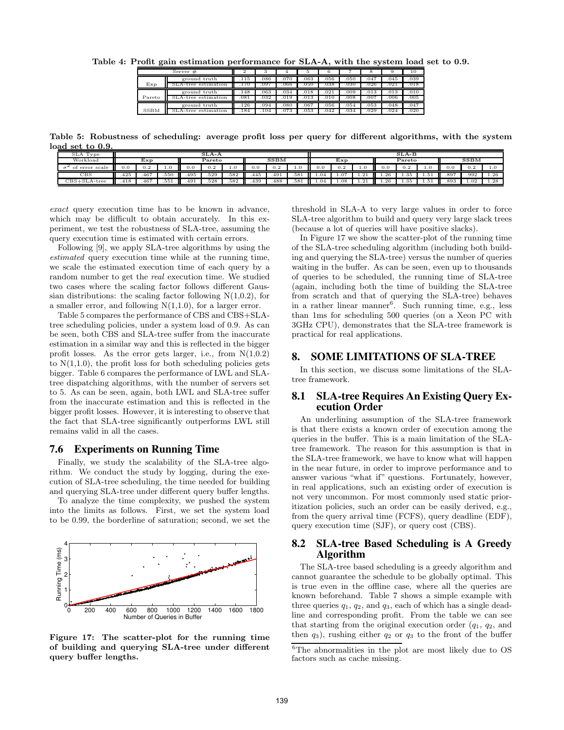Table 4: Profit gain estimation performance for SLA-A, with the system load set to 0.9.

| Server # | | 2 | 3 | 4 | 5 | 6 | 7 | 8 | 9 | 10 |
|---|---|---|---|---|---|---|---|---|---|---|
| Exp | ground truth | .115 | .086 | .070 | .063 | .056 | .050 | .047 | .045 | .039 |
| | SLA-tree estimation | .170 | .097 | .066 | .050 | .038 | .030 | .026 | .021 | .018 |
| Pareto | ground truth | .148 | .063 | .034 | .018 | .021 | .009 | .013 | .013 | .010 |
| | SLA-tree estimation | .081 | .032 | .019 | .013 | .010 | .008 | .007 | .006 | .005 |
| SSBM | ground truth | .126 | .094 | .080 | .067 | .056 | .054 | .053 | .048 | .047 |
| | SLA-tree estimation | .184 | .104 | .073 | .053 | .042 | .034 | .029 | .024 | .020 |

Table 5: Robustness of scheduling: average profit loss per query for different algorithms, with the system load set to 0.9.

| SLA Type | SLA-A | | | | | | | | | SLA-B | | | | | | | | |
|---|---|---|---|---|---|---|---|---|---|---|---|---|---|---|---|---|---|---|
| Workload | Exp | | | Pareto | | | SSBM | | | Exp | | | Pareto | | | SSBM | | |
| $\sigma^2$ of error scale | 0.0 | 0.2 | 1.0 | 0.0 | 0.2 | 1.0 | 0.0 | 0.2 | 1.0 | 0.0 | 0.2 | 1.0 | 0.0 | 0.2 | 1.0 | 0.0 | 0.2 | 1.0 |
| CBS | .425 | .467 | .550 | .495 | .529 | .582 | .445 | .491 | .581 | 1.04 | 1.07 | 1.21 | 1.26 | 1.35 | 1.51 | .897 | .992 | 1.26 |
| CBS+SLA-tree | .418 | .467 | .551 | .491 | .528 | .582 | .439 | .488 | .581 | 1.04 | 1.08 | 1.21 | 1.26 | 1.35 | 1.51 | .893 | 1.02 | 1.28 |

*exact* query execution time has to be known in advance, which may be difficult to obtain accurately. In this experiment, we test the robustness of SLA-tree, assuming the query execution time is estimated with certain errors.

Following [9], we apply SLA-tree algorithms by using the *estimated* query execution time while at the running time, we scale the estimated execution time of each query by a random number to get the *real* execution time. We studied two cases where the scaling factor follows different Gaussian distributions: the scaling factor following N(1,0.2), for a smaller error, and following N(1,1.0), for a larger error.

Table 5 compares the performance of CBS and CBS+SLA-tree scheduling policies, under a system load of 0.9. As can be seen, both CBS and SLA-tree suffer from the inaccurate estimation in a similar way and this is reflected in the bigger profit losses. As the error gets larger, i.e., from N(1,0.2) to N(1,1.0), the profit loss for both scheduling policies gets bigger. Table 6 compares the performance of LWL and SLA-tree dispatching algorithms, with the number of servers set to 5. As can be seen, again, both LWL and SLA-tree suffer from the inaccurate estimation and this is reflected in the bigger profit losses. However, it is interesting to observe that the fact that SLA-tree significantly outperforms LWL still remains valid in all the cases.

## 7.6 Experiments on Running Time

Finally, we study the scalability of the SLA-tree algorithm. We conduct the study by logging, during the execution of SLA-tree scheduling, the time needed for building and querying SLA-tree under different query buffer lengths.

To analyze the time complexity, we pushed the system into the limits as follows. First, we set the system load to be 0.99, the borderline of saturation; second, we set the threshold in SLA-A to very large values in order to force SLA-tree algorithm to build and query very large slack trees (because a lot of queries will have positive slacks).

Figure 17: The scatter-plot for the running time of building and querying SLA-tree under different query buffer lengths.

In Figure 17 we show the scatter-plot of the running time of the SLA-tree scheduling algorithm (including both building and querying the SLA-tree) versus the number of queries waiting in the buffer. As can be seen, even up to thousands of queries to be scheduled, the running time of SLA-tree (again, including both the time of building the SLA-tree from scratch and that of querying the SLA-tree) behaves in a rather linear manner[6]. Such running time, e.g., less than 1ms for scheduling 500 queries (on a Xeon PC with 3GHz CPU), demonstrates that the SLA-tree framework is practical for real applications.

[6] The abnormalities in the plot are most likely due to OS factors such as cache missing.

# 8. SOME LIMITATIONS OF SLA-TREE

In this section, we discuss some limitations of the SLA-tree framework.

## 8.1 SLA-tree Requires An Existing Query Execution Order

An underlining assumption of the SLA-tree framework is that there exists a known order of execution among the queries in the buffer. This is a main limitation of the SLA-tree framework. The reason for this assumption is that in the SLA-tree framework, we have to know what will happen in the near future, in order to improve performance and to answer various "what if" questions. Fortunately, however, in real applications, such an existing order of execution is not very uncommon. For most commonly used static prioritization policies, such an order can be easily derived, e.g., from the query arrival time (FCFS), query deadline (EDF), query execution time (SJF), or query cost (CBS).

## 8.2 SLA-tree Based Scheduling is A Greedy Algorithm

The SLA-tree based scheduling is a greedy algorithm and cannot guarantee the schedule to be globally optimal. This is true even in the offline case, where all the queries are known beforehand. Table 7 shows a simple example with three queries $q_1$, $q_2$, and $q_3$, each of which has a single deadline and corresponding profit. From the table we can see that starting from the original execution order ($q_1$, $q_2$, and then $q_3$), rushing either $q_2$ or $q_3$ to the front of the buffer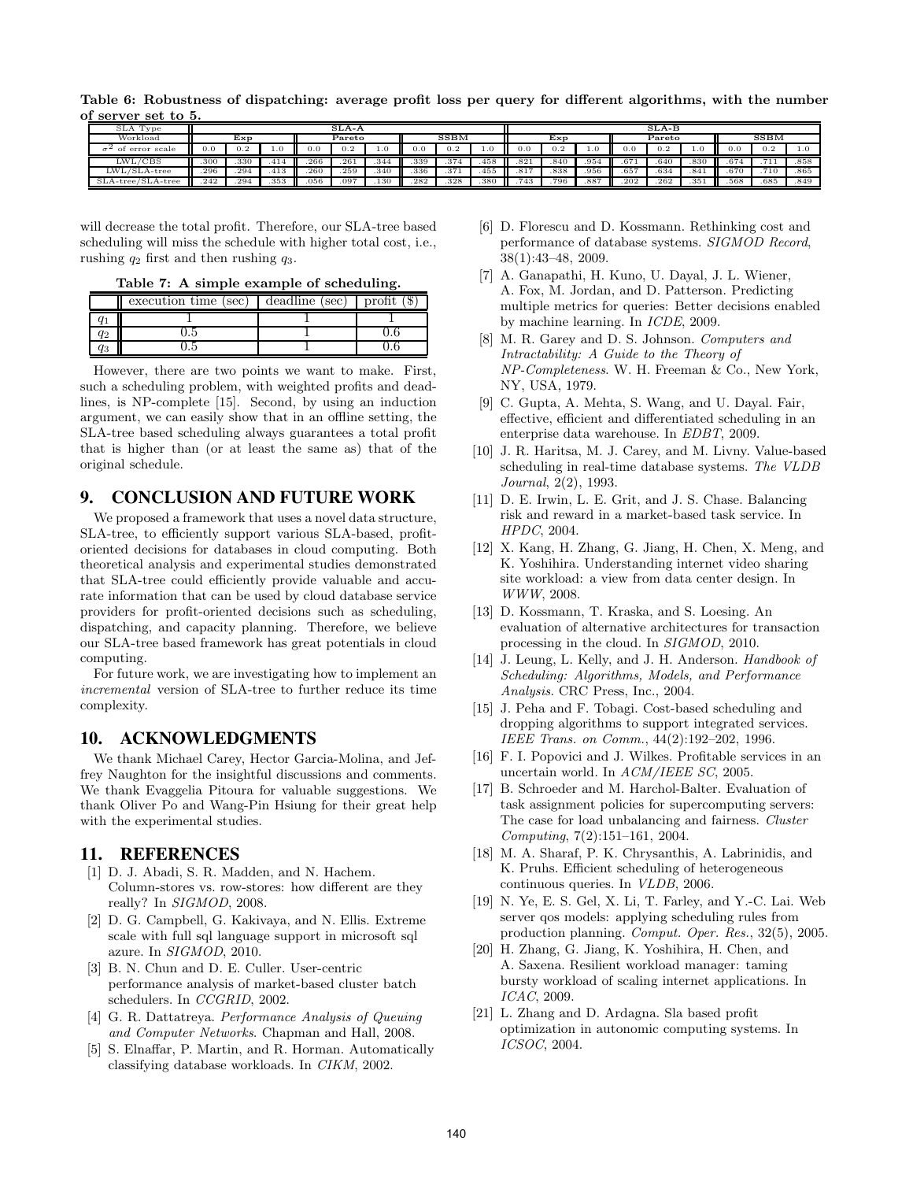**Table 6: Robustness of dispatching: average profit loss per query for different algorithms, with the number of server set to 5.**

| SLA Type | SLA-A | | | | | | | | | SLA-B | | | | | | | | |
|---|---|---|---|---|---|---|---|---|---|---|---|---|---|---|---|---|---|---|
| Workload | Exp | | | Pareto | | | SSBM | | | Exp | | | Pareto | | | SSBM | | |
| $\sigma^2$ of error scale | 0.0 | 0.2 | 1.0 | 0.0 | 0.2 | 1.0 | 0.0 | 0.2 | 1.0 | 0.0 | 0.2 | 1.0 | 0.0 | 0.2 | 1.0 | 0.0 | 0.2 | 1.0 |
| LWL/CBS | .300 | .330 | .414 | .266 | .261 | .344 | .339 | .374 | .458 | .821 | .840 | .954 | .671 | .640 | .830 | .674 | .711 | .858 |
| LWL/SLA-tree | .296 | .294 | .413 | .260 | .259 | .340 | .336 | .371 | .455 | .817 | .838 | .956 | .657 | .634 | .841 | .670 | .710 | .865 |
| SLA-tree/SLA-tree | .242 | .294 | .353 | .056 | .097 | .130 | .282 | .328 | .380 | .743 | .796 | .887 | .202 | .262 | .351 | .568 | .685 | .849 |

will decrease the total profit. Therefore, our SLA-tree based scheduling will miss the schedule with higher total cost, i.e., rushing $q_2$ first and then rushing $q_3$.

**Table 7: A simple example of scheduling.**

| | execution time (sec) | deadline (sec) | profit ($) |
|---|---|---|---|
| $q_1$ | 1 | 1 | 1 |
| $q_2$ | 0.5 | 1 | 0.6 |
| $q_3$ | 0.5 | 1 | 0.6 |

However, there are two points we want to make. First, such a scheduling problem, with weighted profits and deadlines, is NP-complete [15]. Second, by using an induction argument, we can easily show that in an offline setting, the SLA-tree based scheduling always guarantees a total profit that is higher than (or at least the same as) that of the original schedule.

## 9. CONCLUSION AND FUTURE WORK

We proposed a framework that uses a novel data structure, SLA-tree, to efficiently support various SLA-based, profit-oriented decisions for databases in cloud computing. Both theoretical analysis and experimental studies demonstrated that SLA-tree could efficiently provide valuable and accurate information that can be used by cloud database service providers for profit-oriented decisions such as scheduling, dispatching, and capacity planning. Therefore, we believe our SLA-tree based framework has great potentials in cloud computing.

For future work, we are investigating how to implement an *incremental* version of SLA-tree to further reduce its time complexity.

## 10. ACKNOWLEDGMENTS

We thank Michael Carey, Hector Garcia-Molina, and Jeffrey Naughton for the insightful discussions and comments. We thank Evaggelia Pitoura for valuable suggestions. We thank Oliver Po and Wang-Pin Hsiung for their great help with the experimental studies.

## 11. REFERENCES

[1] D. J. Abadi, S. R. Madden, and N. Hachem. Column-stores vs. row-stores: how different are they really? In *SIGMOD*, 2008.

[2] D. G. Campbell, G. Kakivaya, and N. Ellis. Extreme scale with full sql language support in microsoft sql azure. In *SIGMOD*, 2010.

[3] B. N. Chun and D. E. Culler. User-centric performance analysis of market-based cluster batch schedulers. In *CCGRID*, 2002.

[4] G. R. Dattatreya. *Performance Analysis of Queuing and Computer Networks*. Chapman and Hall, 2008.

[5] S. Elnaffar, P. Martin, and R. Horman. Automatically classifying database workloads. In *CIKM*, 2002.

[6] D. Florescu and D. Kossmann. Rethinking cost and performance of database systems. *SIGMOD Record*, 38(1):43–48, 2009.

[7] A. Ganapathi, H. Kuno, U. Dayal, J. L. Wiener, A. Fox, M. Jordan, and D. Patterson. Predicting multiple metrics for queries: Better decisions enabled by machine learning. In *ICDE*, 2009.

[8] M. R. Garey and D. S. Johnson. *Computers and Intractability: A Guide to the Theory of NP-Completeness*. W. H. Freeman & Co., New York, NY, USA, 1979.

[9] C. Gupta, A. Mehta, S. Wang, and U. Dayal. Fair, effective, efficient and differentiated scheduling in an enterprise data warehouse. In *EDBT*, 2009.

[10] J. R. Haritsa, M. J. Carey, and M. Livny. Value-based scheduling in real-time database systems. *The VLDB Journal*, 2(2), 1993.

[11] D. E. Irwin, L. E. Grit, and J. S. Chase. Balancing risk and reward in a market-based task service. In *HPDC*, 2004.

[12] X. Kang, H. Zhang, G. Jiang, H. Chen, X. Meng, and K. Yoshihira. Understanding internet video sharing site workload: a view from data center design. In *WWW*, 2008.

[13] D. Kossmann, T. Kraska, and S. Loesing. An evaluation of alternative architectures for transaction processing in the cloud. In *SIGMOD*, 2010.

[14] J. Leung, L. Kelly, and J. H. Anderson. *Handbook of Scheduling: Algorithms, Models, and Performance Analysis*. CRC Press, Inc., 2004.

[15] J. Peha and F. Tobagi. Cost-based scheduling and dropping algorithms to support integrated services. *IEEE Trans. on Comm.*, 44(2):192–202, 1996.

[16] F. I. Popovici and J. Wilkes. Profitable services in an uncertain world. In *ACM/IEEE SC*, 2005.

[17] B. Schroeder and M. Harchol-Balter. Evaluation of task assignment policies for supercomputing servers: The case for load unbalancing and fairness. *Cluster Computing*, 7(2):151–161, 2004.

[18] M. A. Sharaf, P. K. Chrysanthis, A. Labrinidis, and K. Pruhs. Efficient scheduling of heterogeneous continuous queries. In *VLDB*, 2006.

[19] N. Ye, E. S. Gel, X. Li, T. Farley, and Y.-C. Lai. Web server qos models: applying scheduling rules from production planning. *Comput. Oper. Res.*, 32(5), 2005.

[20] H. Zhang, G. Jiang, K. Yoshihira, H. Chen, and A. Saxena. Resilient workload manager: taming bursty workload of scaling internet applications. In *ICAC*, 2009.

[21] L. Zhang and D. Ardagna. Sla based profit optimization in autonomic computing systems. In *ICSOC*, 2004.